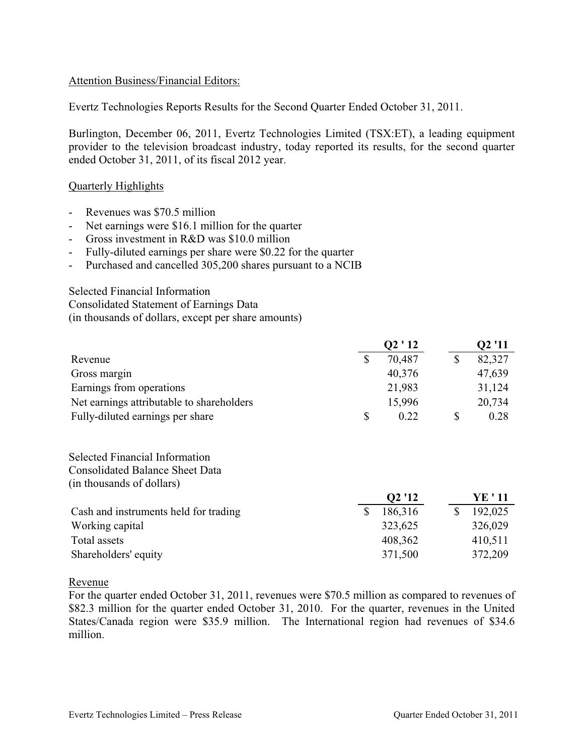Attention Business/Financial Editors:

Evertz Technologies Reports Results for the Second Quarter Ended October 31, 2011.

Burlington, December 06, 2011, Evertz Technologies Limited (TSX:ET), a leading equipment provider to the television broadcast industry, today reported its results, for the second quarter ended October 31, 2011, of its fiscal 2012 year.

## Quarterly Highlights

- Revenues was $70.5 million
- Net earnings were $16.1 million for the quarter
- Gross investment in R&D was $10.0 million
- Fully-diluted earnings per share were $0.22 for the quarter
- Purchased and cancelled 305,200 shares pursuant to a NCIB

Selected Financial Information
Consolidated Statement of Earnings Data
(in thousands of dollars, except per share amounts)

| | Q2 ' 12 | Q2 '11 |
|---|---|---|
| Revenue | $ 70,487 | $ 82,327 |
| Gross margin | 40,376 | 47,639 |
| Earnings from operations | 21,983 | 31,124 |
| Net earnings attributable to shareholders | 15,996 | 20,734 |
| Fully-diluted earnings per share | $ 0.22 | $ 0.28 |

Selected Financial Information
Consolidated Balance Sheet Data
(in thousands of dollars)

| | Q2 '12 | YE ' 11 |
|---|---|---|
| Cash and instruments held for trading | $ 186,316 | $ 192,025 |
| Working capital | 323,625 | 326,029 |
| Total assets | 408,362 | 410,511 |
| Shareholders' equity | 371,500 | 372,209 |

## Revenue

For the quarter ended October 31, 2011, revenues were $70.5 million as compared to revenues of $82.3 million for the quarter ended October 31, 2010. For the quarter, revenues in the United States/Canada region were $35.9 million. The International region had revenues of $34.6 million.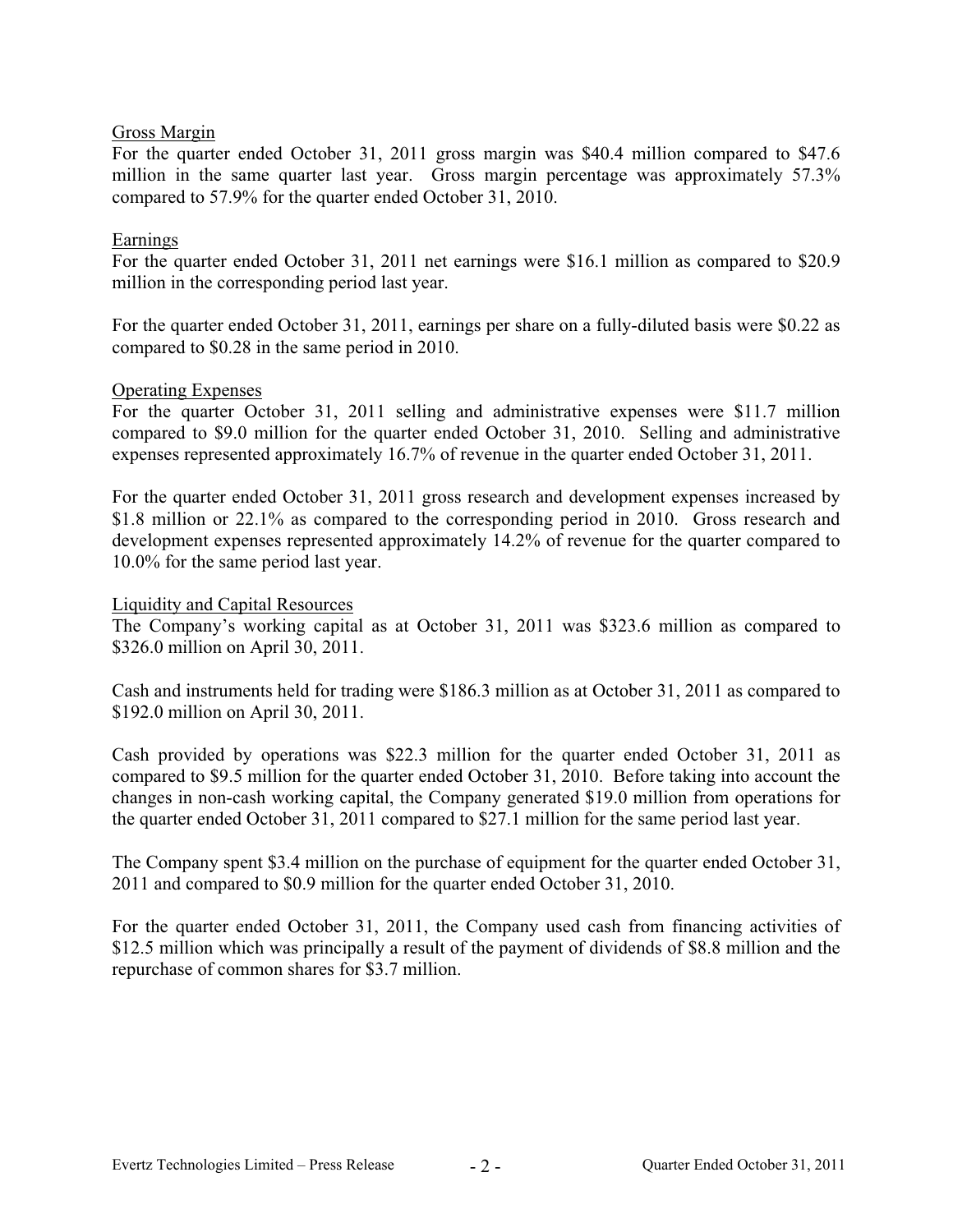## Gross Margin

For the quarter ended October 31, 2011 gross margin was $40.4 million compared to $47.6 million in the same quarter last year. Gross margin percentage was approximately 57.3% compared to 57.9% for the quarter ended October 31, 2010.

## Earnings

For the quarter ended October 31, 2011 net earnings were $16.1 million as compared to $20.9 million in the corresponding period last year.

For the quarter ended October 31, 2011, earnings per share on a fully-diluted basis were $0.22 as compared to $0.28 in the same period in 2010.

## Operating Expenses

For the quarter October 31, 2011 selling and administrative expenses were $11.7 million compared to $9.0 million for the quarter ended October 31, 2010. Selling and administrative expenses represented approximately 16.7% of revenue in the quarter ended October 31, 2011.

For the quarter ended October 31, 2011 gross research and development expenses increased by $1.8 million or 22.1% as compared to the corresponding period in 2010. Gross research and development expenses represented approximately 14.2% of revenue for the quarter compared to 10.0% for the same period last year.

## Liquidity and Capital Resources

The Company's working capital as at October 31, 2011 was $323.6 million as compared to $326.0 million on April 30, 2011.

Cash and instruments held for trading were $186.3 million as at October 31, 2011 as compared to $192.0 million on April 30, 2011.

Cash provided by operations was $22.3 million for the quarter ended October 31, 2011 as compared to $9.5 million for the quarter ended October 31, 2010. Before taking into account the changes in non-cash working capital, the Company generated $19.0 million from operations for the quarter ended October 31, 2011 compared to $27.1 million for the same period last year.

The Company spent $3.4 million on the purchase of equipment for the quarter ended October 31, 2011 and compared to $0.9 million for the quarter ended October 31, 2010.

For the quarter ended October 31, 2011, the Company used cash from financing activities of $12.5 million which was principally a result of the payment of dividends of $8.8 million and the repurchase of common shares for $3.7 million.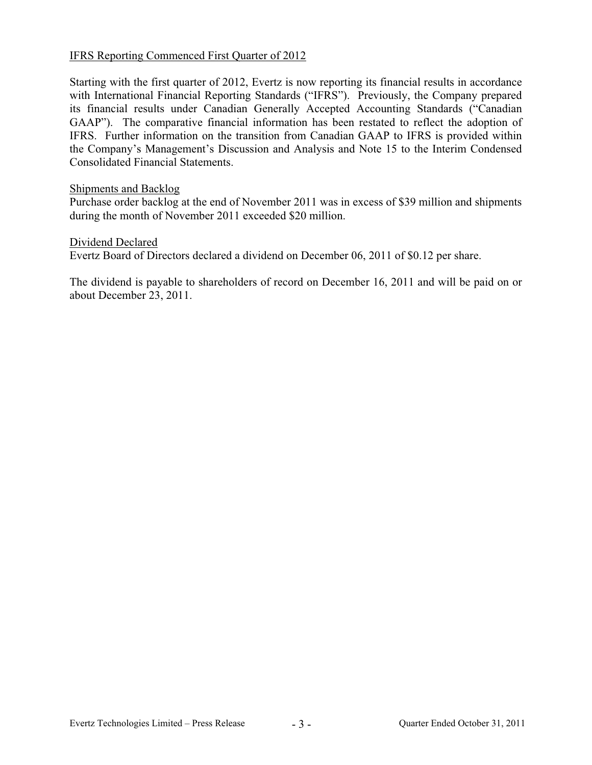## IFRS Reporting Commenced First Quarter of 2012

Starting with the first quarter of 2012, Evertz is now reporting its financial results in accordance with International Financial Reporting Standards ("IFRS"). Previously, the Company prepared its financial results under Canadian Generally Accepted Accounting Standards ("Canadian GAAP"). The comparative financial information has been restated to reflect the adoption of IFRS. Further information on the transition from Canadian GAAP to IFRS is provided within the Company's Management's Discussion and Analysis and Note 15 to the Interim Condensed Consolidated Financial Statements.

## Shipments and Backlog

Purchase order backlog at the end of November 2011 was in excess of $39 million and shipments during the month of November 2011 exceeded $20 million.

## Dividend Declared

Evertz Board of Directors declared a dividend on December 06, 2011 of $0.12 per share.

The dividend is payable to shareholders of record on December 16, 2011 and will be paid on or about December 23, 2011.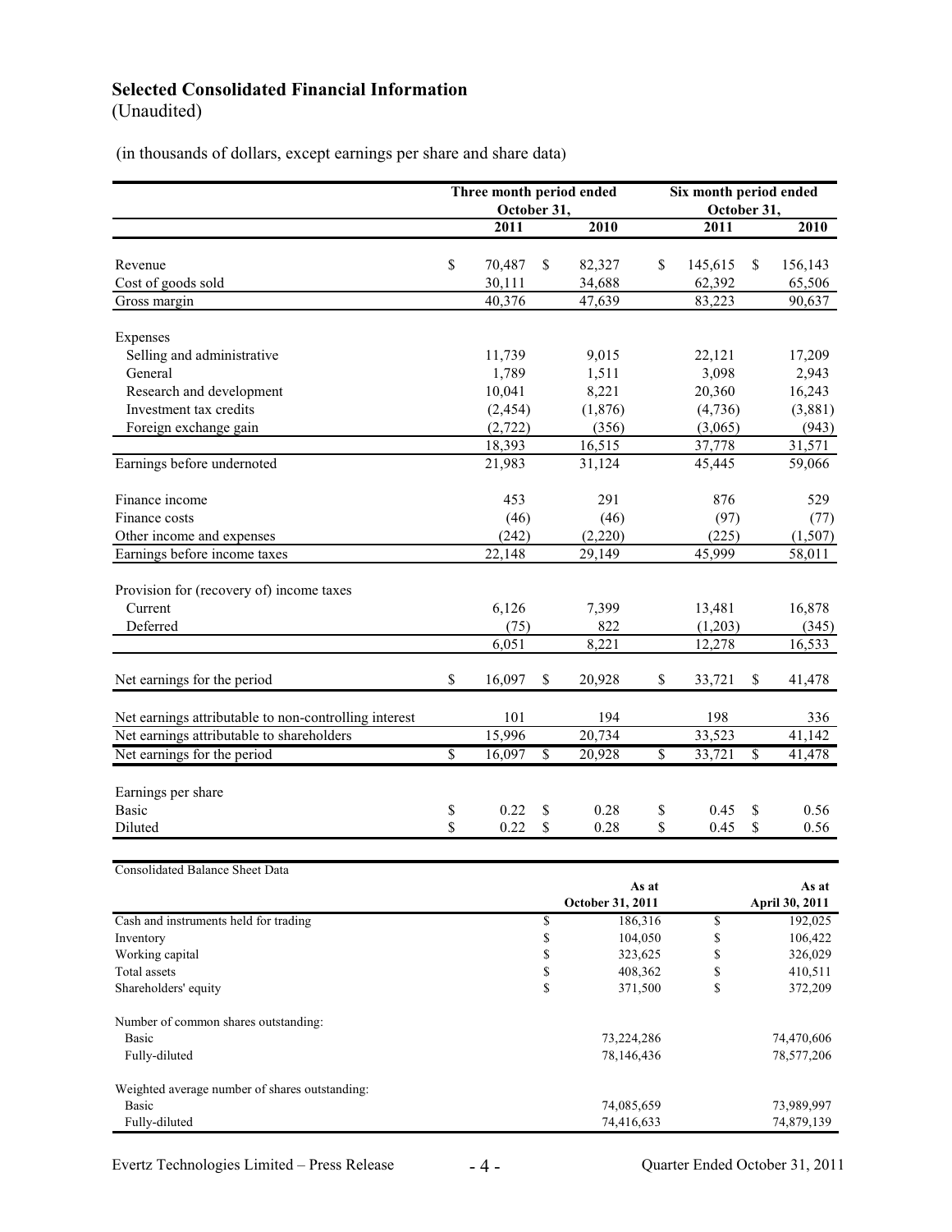# Selected Consolidated Financial Information

(Unaudited)

(in thousands of dollars, except earnings per share and share data)

| | Three month period ended October 31, | | Six month period ended October 31, | |
|---|---|---|---|---|
| | 2011 | 2010 | 2011 | 2010 |
| Revenue | $ 70,487 | $ 82,327 | $ 145,615 | $ 156,143 |
| Cost of goods sold | 30,111 | 34,688 | 62,392 | 65,506 |
| Gross margin | 40,376 | 47,639 | 83,223 | 90,637 |
| Expenses | | | | |
| Selling and administrative | 11,739 | 9,015 | 22,121 | 17,209 |
| General | 1,789 | 1,511 | 3,098 | 2,943 |
| Research and development | 10,041 | 8,221 | 20,360 | 16,243 |
| Investment tax credits | (2,454) | (1,876) | (4,736) | (3,881) |
| Foreign exchange gain | (2,722) | (356) | (3,065) | (943) |
| | 18,393 | 16,515 | 37,778 | 31,571 |
| Earnings before undernoted | 21,983 | 31,124 | 45,445 | 59,066 |
| Finance income | 453 | 291 | 876 | 529 |
| Finance costs | (46) | (46) | (97) | (77) |
| Other income and expenses | (242) | (2,220) | (225) | (1,507) |
| Earnings before income taxes | 22,148 | 29,149 | 45,999 | 58,011 |
| Provision for (recovery of) income taxes | | | | |
| Current | 6,126 | 7,399 | 13,481 | 16,878 |
| Deferred | (75) | 822 | (1,203) | (345) |
| | 6,051 | 8,221 | 12,278 | 16,533 |
| Net earnings for the period | $ 16,097 | $ 20,928 | $ 33,721 | $ 41,478 |
| Net earnings attributable to non-controlling interest | 101 | 194 | 198 | 336 |
| Net earnings attributable to shareholders | 15,996 | 20,734 | 33,523 | 41,142 |
| Net earnings for the period | $ 16,097 | $ 20,928 | $ 33,721 | $ 41,478 |
| Earnings per share | | | | |
| Basic | $ 0.22 | $ 0.28 | $ 0.45 | $ 0.56 |
| Diluted | $ 0.22 | $ 0.28 | $ 0.45 | $ 0.56 |

| Consolidated Balance Sheet Data | As at October 31, 2011 | As at April 30, 2011 |
|---|---|---|
| Cash and instruments held for trading | $ 186,316 | $ 192,025 |
| Inventory | $ 104,050 | $ 106,422 |
| Working capital | $ 323,625 | $ 326,029 |
| Total assets | $ 408,362 | $ 410,511 |
| Shareholders' equity | $ 371,500 | $ 372,209 |
| Number of common shares outstanding: | | |
| Basic | 73,224,286 | 74,470,606 |
| Fully-diluted | 78,146,436 | 78,577,206 |
| Weighted average number of shares outstanding: | | |
| Basic | 74,085,659 | 73,989,997 |
| Fully-diluted | 74,416,633 | 74,879,139 |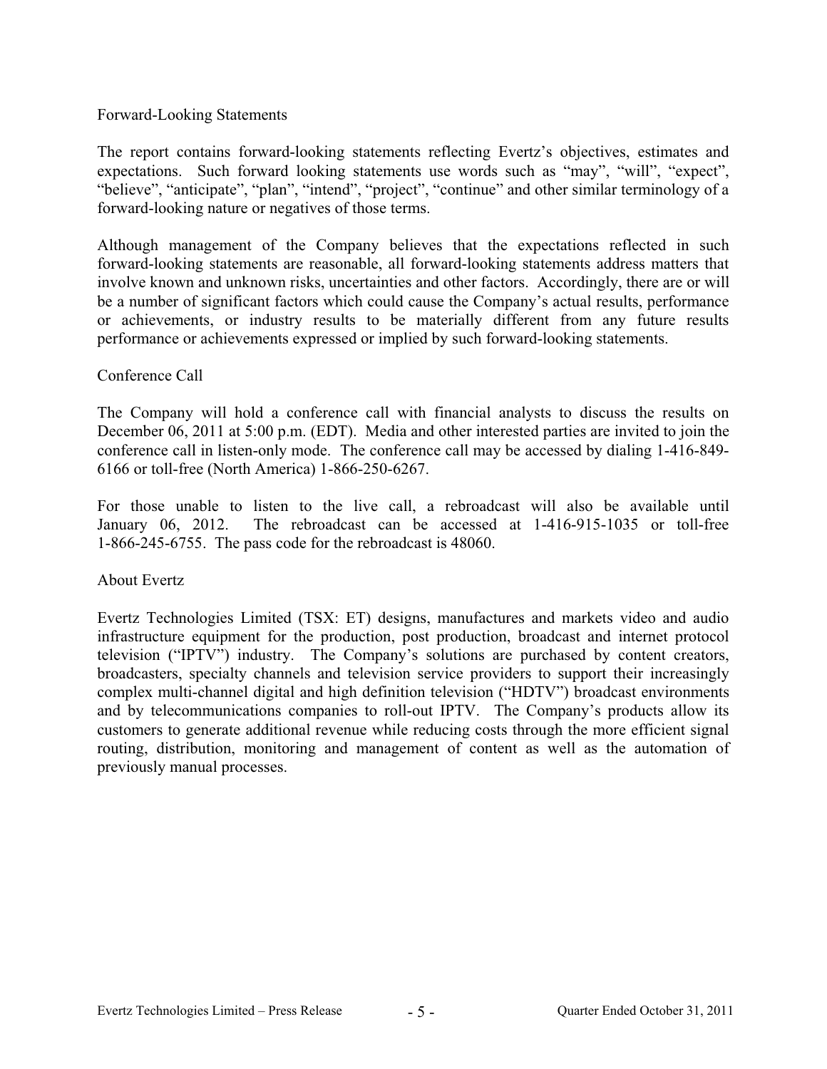## Forward-Looking Statements

The report contains forward-looking statements reflecting Evertz's objectives, estimates and expectations. Such forward looking statements use words such as "may", "will", "expect", "believe", "anticipate", "plan", "intend", "project", "continue" and other similar terminology of a forward-looking nature or negatives of those terms.

Although management of the Company believes that the expectations reflected in such forward-looking statements are reasonable, all forward-looking statements address matters that involve known and unknown risks, uncertainties and other factors. Accordingly, there are or will be a number of significant factors which could cause the Company's actual results, performance or achievements, or industry results to be materially different from any future results performance or achievements expressed or implied by such forward-looking statements.

## Conference Call

The Company will hold a conference call with financial analysts to discuss the results on December 06, 2011 at 5:00 p.m. (EDT). Media and other interested parties are invited to join the conference call in listen-only mode. The conference call may be accessed by dialing 1-416-849-6166 or toll-free (North America) 1-866-250-6267.

For those unable to listen to the live call, a rebroadcast will also be available until January 06, 2012. The rebroadcast can be accessed at 1-416-915-1035 or toll-free 1-866-245-6755. The pass code for the rebroadcast is 48060.

## About Evertz

Evertz Technologies Limited (TSX: ET) designs, manufactures and markets video and audio infrastructure equipment for the production, post production, broadcast and internet protocol television ("IPTV") industry. The Company's solutions are purchased by content creators, broadcasters, specialty channels and television service providers to support their increasingly complex multi-channel digital and high definition television ("HDTV") broadcast environments and by telecommunications companies to roll-out IPTV. The Company's products allow its customers to generate additional revenue while reducing costs through the more efficient signal routing, distribution, monitoring and management of content as well as the automation of previously manual processes.